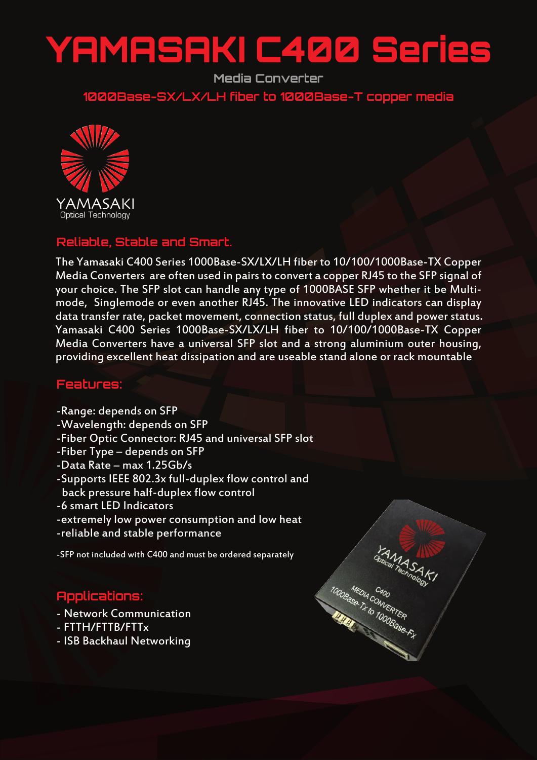# YAMASAKI C400 Series

Media Converter

1000Base-SX/LX/LH fiber to 1000Base-T copper media

YAMASAKI
Optical Technology

## Reliable, Stable and Smart.

The Yamasaki C400 Series 1000Base-SX/LX/LH fiber to 10/100/1000Base-TX Copper Media Converters are often used in pairs to convert a copper RJ45 to the SFP signal of your choice. The SFP slot can handle any type of 1000BASE SFP whether it be Multi-mode, Singlemode or even another RJ45. The innovative LED indicators can display data transfer rate, packet movement, connection status, full duplex and power status. Yamasaki C400 Series 1000Base-SX/LX/LH fiber to 10/100/1000Base-TX Copper Media Converters have a universal SFP slot and a strong aluminium outer housing, providing excellent heat dissipation and are useable stand alone or rack mountable

## Features:

- -Range: depends on SFP
- -Wavelength: depends on SFP
- -Fiber Optic Connector: RJ45 and universal SFP slot
- -Fiber Type – depends on SFP
- -Data Rate – max 1.25Gb/s
- -Supports IEEE 802.3x full-duplex flow control and back pressure half-duplex flow control
- -6 smart LED Indicators
- -extremely low power consumption and low heat
- -reliable and stable performance

-SFP not included with C400 and must be ordered separately

## Applications:

- Network Communication
- FTTH/FTTB/FTTx
- ISB Backhaul Networking

YAMASAKI
Optical Technology
C400
MEDIA CONVERTER
1000Base-Tx to 1000Base-Fx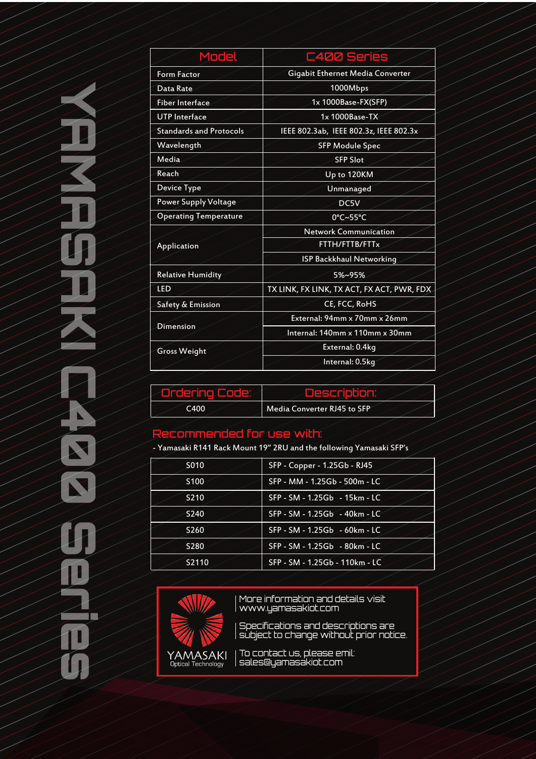# YAMASAKI C400 Series

| Model | C400 Series |
|---|---|
| Form Factor | Gigabit Ethernet Media Converter |
| Data Rate | 1000Mbps |
| Fiber Interface | 1x 1000Base-FX(SFP) |
| UTP Interface | 1x 1000Base-TX |
| Standards and Protocols | IEEE 802.3ab, IEEE 802.3z, IEEE 802.3x |
| Wavelength | SFP Module Spec |
| Media | SFP Slot |
| Reach | Up to 120KM |
| Device Type | Unmanaged |
| Power Supply Voltage | DC5V |
| Operating Temperature | 0°C~55°C |
| Application | Network Communication |
| | FTTH/FTTB/FTTx |
| | ISP Backkhaul Networking |
| Relative Humidity | 5%~95% |
| LED | TX LINK, FX LINK, TX ACT, FX ACT, PWR, FDX |
| Safety & Emission | CE, FCC, RoHS |
| Dimension | External: 94mm x 70mm x 26mm |
| | Internal: 140mm x 110mm x 30mm |
| Gross Weight | External: 0.4kg |
| | Internal: 0.5kg |

| Ordering Code: | Description: |
|---|---|
| C400 | Media Converter RJ45 to SFP |

## Recommended for use with:

- Yamasaki R141 Rack Mount 19" 2RU and the following Yamasaki SFP's

| | |
|---|---|
| S010 | SFP - Copper - 1.25Gb - RJ45 |
| S100 | SFP - MM - 1.25Gb - 500m - LC |
| S210 | SFP - SM - 1.25Gb - 15km - LC |
| S240 | SFP - SM - 1.25Gb - 40km - LC |
| S260 | SFP - SM - 1.25Gb - 60km - LC |
| S280 | SFP - SM - 1.25Gb - 80km - LC |
| S2110 | SFP - SM - 1.25Gb - 110km - LC |

YAMASAKI
Optical Technology

More information and details visit
www.yamasakiot.com

Specifications and descriptions are subject to change without prior notice.

To contact us, please emil:
sales@yamasakiot.com